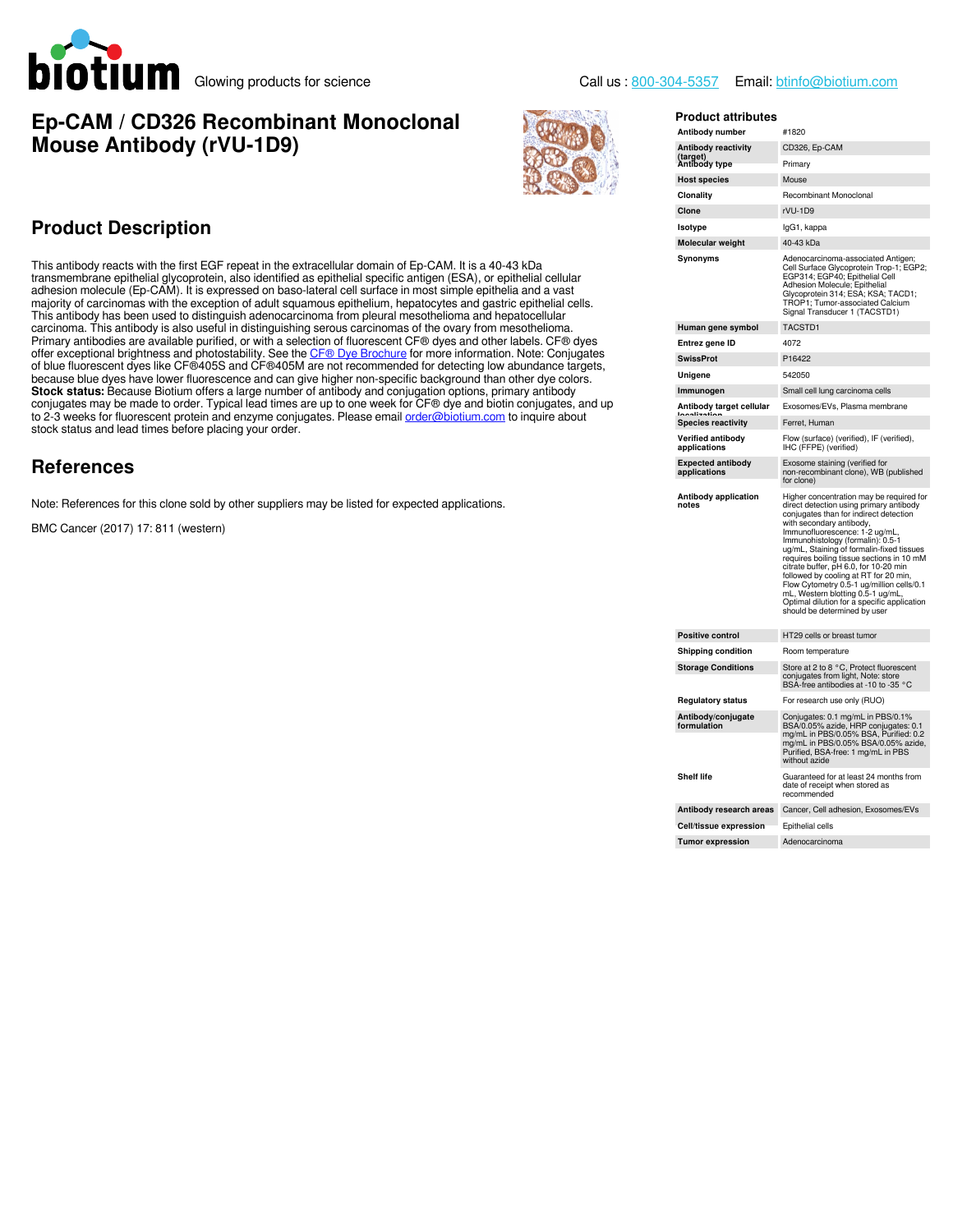biotium Glowing products for science

Call us : 800-304-5357 Email: btinfo@biotium.com

# Ep-CAM / CD326 Recombinant Monoclonal Mouse Antibody (rVU-1D9)

## Product Description

This antibody reacts with the first EGF repeat in the extracellular domain of Ep-CAM. It is a 40-43 kDa transmembrane epithelial glycoprotein, also identified as epithelial specific antigen (ESA), or epithelial cellular adhesion molecule (Ep-CAM). It is expressed on baso-lateral cell surface in most simple epithelia and a vast majority of carcinomas with the exception of adult squamous epithelium, hepatocytes and gastric epithelial cells. This antibody has been used to distinguish adenocarcinoma from pleural mesothelioma and hepatocellular carcinoma. This antibody is also useful in distinguishing serous carcinomas of the ovary from mesothelioma. Primary antibodies are available purified, or with a selection of fluorescent CF® dyes and other labels. CF® dyes offer exceptional brightness and photostability. See the CF® Dye Brochure for more information. Note: Conjugates of blue fluorescent dyes like CF®405S and CF®405M are not recommended for detecting low abundance targets, because blue dyes have lower fluorescence and can give higher non-specific background than other dye colors. **Stock status:** Because Biotium offers a large number of antibody and conjugation options, primary antibody conjugates may be made to order. Typical lead times are up to one week for CF® dye and biotin conjugates, and up to 2-3 weeks for fluorescent protein and enzyme conjugates. Please email order@biotium.com to inquire about stock status and lead times before placing your order.

## References

Note: References for this clone sold by other suppliers may be listed for expected applications.

BMC Cancer (2017) 17: 811 (western)

## Product attributes

| | |
|---|---|
| **Antibody number** | #1820 |
| **Antibody reactivity (target)** | CD326, Ep-CAM |
| **Antibody type** | Primary |
| **Host species** | Mouse |
| **Clonality** | Recombinant Monoclonal |
| **Clone** | rVU-1D9 |
| **Isotype** | IgG1, kappa |
| **Molecular weight** | 40-43 kDa |
| **Synonyms** | Adenocarcinoma-associated Antigen; Cell Surface Glycoprotein Trop-1; EGP2; EGP314; EGP40; Epithelial Cell Adhesion Molecule; Epithelial Glycoprotein 314; ESA; KSA; TACD1; TROP1; Tumor-associated Calcium Signal Transducer 1 (TACSTD1) |
| **Human gene symbol** | TACSTD1 |
| **Entrez gene ID** | 4072 |
| **SwissProt** | P16422 |
| **Unigene** | 542050 |
| **Immunogen** | Small cell lung carcinoma cells |
| **Antibody target cellular localization** | Exosomes/EVs, Plasma membrane |
| **Species reactivity** | Ferret, Human |
| **Verified antibody applications** | Flow (surface) (verified), IF (verified), IHC (FFPE) (verified) |
| **Expected antibody applications** | Exosome staining (verified for non-recombinant clone), WB (published for clone) |
| **Antibody application notes** | Higher concentration may be required for direct detection using primary antibody conjugates than for indirect detection with secondary antibody, Immunofluorescence: 1-2 ug/mL, Immunohistology (formalin): 0.5-1 ug/mL, Staining of formalin-fixed tissues requires boiling tissue sections in 10 mM citrate buffer, pH 6.0, for 10-20 min followed by cooling at RT for 20 min, Flow Cytometry 0.5-1 ug/million cells/0.1 mL, Western blotting 0.5-1 ug/mL, Optimal dilution for a specific application should be determined by user |
| **Positive control** | HT29 cells or breast tumor |
| **Shipping condition** | Room temperature |
| **Storage Conditions** | Store at 2 to 8 °C, Protect fluorescent conjugates from light, Note: store BSA-free antibodies at -10 to -35 °C |
| **Regulatory status** | For research use only (RUO) |
| **Antibody/conjugate formulation** | Conjugates: 0.1 mg/mL in PBS/0.1% BSA/0.05% azide, HRP conjugates: 0.1 mg/mL in PBS/0.05% BSA, Purified: 0.2 mg/mL in PBS/0.05% BSA/0.05% azide, Purified, BSA-free: 1 mg/mL in PBS without azide |
| **Shelf life** | Guaranteed for at least 24 months from date of receipt when stored as recommended |
| **Antibody research areas** | Cancer, Cell adhesion, Exosomes/EVs |
| **Cell/tissue expression** | Epithelial cells |
| **Tumor expression** | Adenocarcinoma |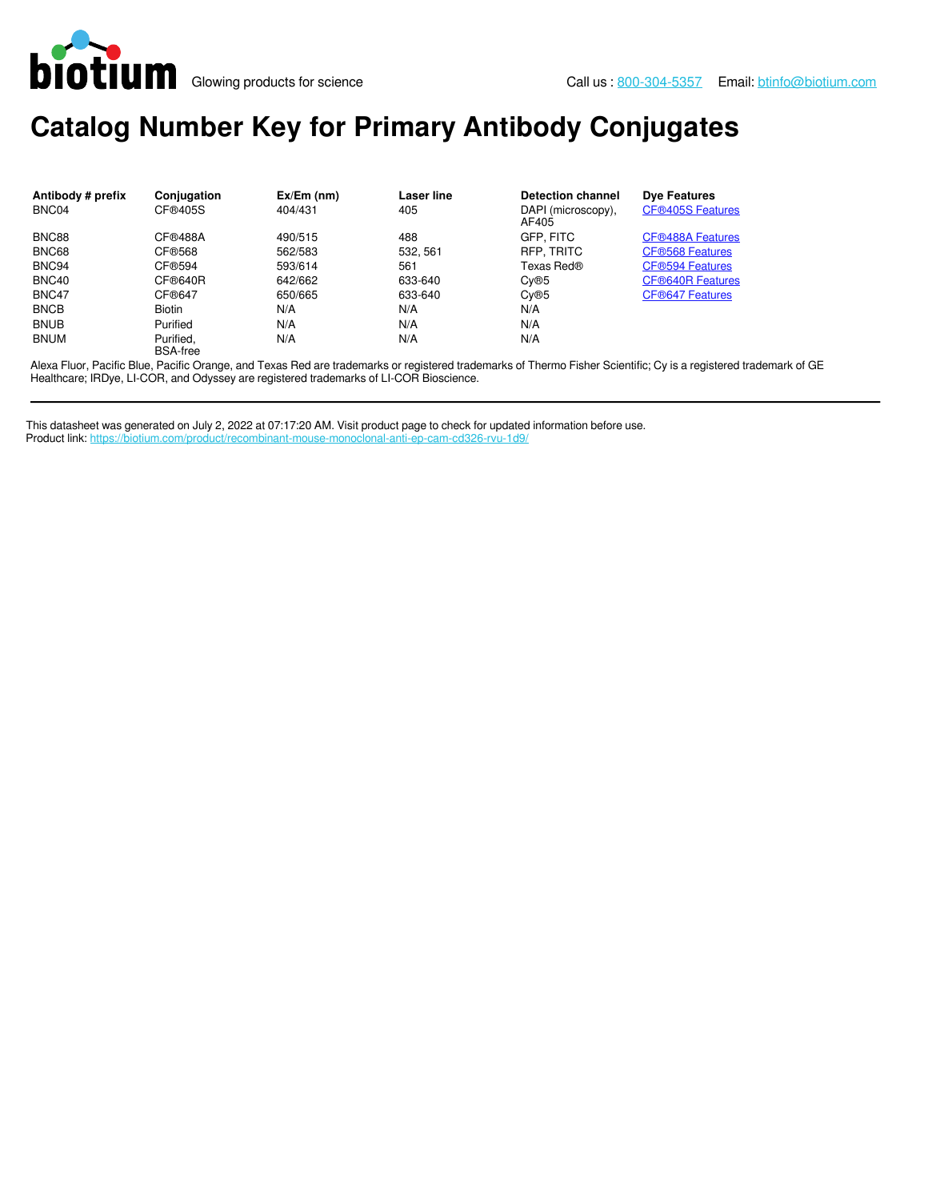# Catalog Number Key for Primary Antibody Conjugates

| Antibody # prefix | Conjugation | Ex/Em (nm) | Laser line | Detection channel | Dye Features |
|---|---|---|---|---|---|
| BNC04 | CF®405S | 404/431 | 405 | DAPI (microscopy), AF405 | CF®405S Features |
| BNC88 | CF®488A | 490/515 | 488 | GFP, FITC | CF®488A Features |
| BNC68 | CF®568 | 562/583 | 532, 561 | RFP, TRITC | CF®568 Features |
| BNC94 | CF®594 | 593/614 | 561 | Texas Red® | CF®594 Features |
| BNC40 | CF®640R | 642/662 | 633-640 | Cy®5 | CF®640R Features |
| BNC47 | CF®647 | 650/665 | 633-640 | Cy®5 | CF®647 Features |
| BNCB | Biotin | N/A | N/A | N/A | |
| BNUB | Purified | N/A | N/A | N/A | |
| BNUM | Purified, BSA-free | N/A | N/A | N/A | |

Alexa Fluor, Pacific Blue, Pacific Orange, and Texas Red are trademarks or registered trademarks of Thermo Fisher Scientific; Cy is a registered trademark of GE Healthcare; IRDye, LI-COR, and Odyssey are registered trademarks of LI-COR Bioscience.

---

This datasheet was generated on July 2, 2022 at 07:17:20 AM. Visit product page to check for updated information before use.
Product link: https://biotium.com/product/recombinant-mouse-monoclonal-anti-ep-cam-cd326-rvu-1d9/